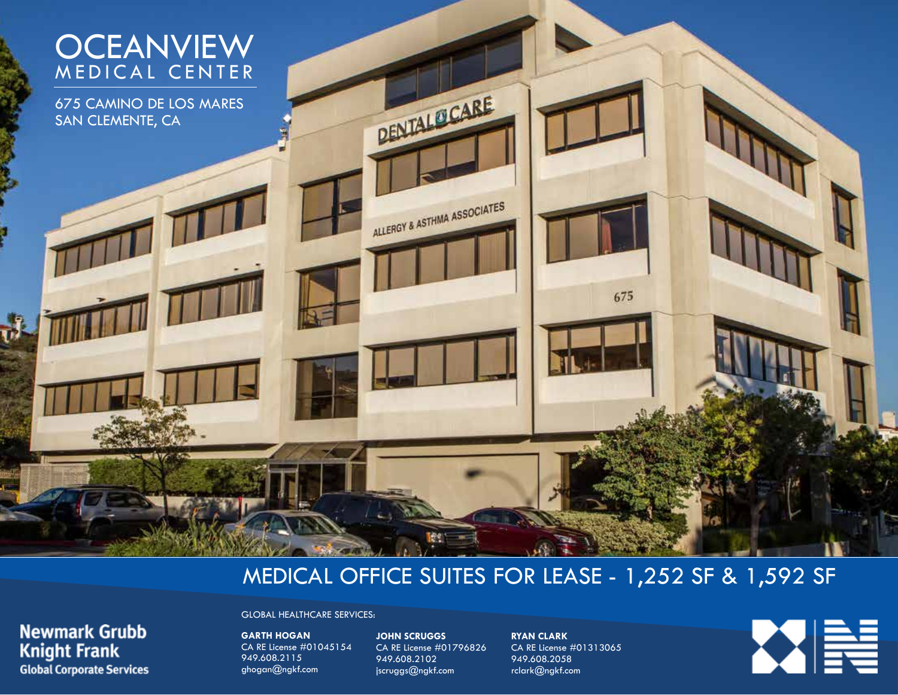# OCEANVIEW MEDICAL CENTER

675 CAMINO DE LOS MARES
SAN CLEMENTE, CA

## MEDICAL OFFICE SUITES FOR LEASE - 1,252 SF & 1,592 SF

**Newmark Grubb Knight Frank**
**Global Corporate Services**

GLOBAL HEALTHCARE SERVICES:

**GARTH HOGAN**
CA RE License #01045154
949.608.2115
ghogan@ngkf.com

**JOHN SCRUGGS**
CA RE License #01796826
949.608.2102
jscruggs@ngkf.com

**RYAN CLARK**
CA RE License #01313065
949.608.2058
rclark@ngkf.com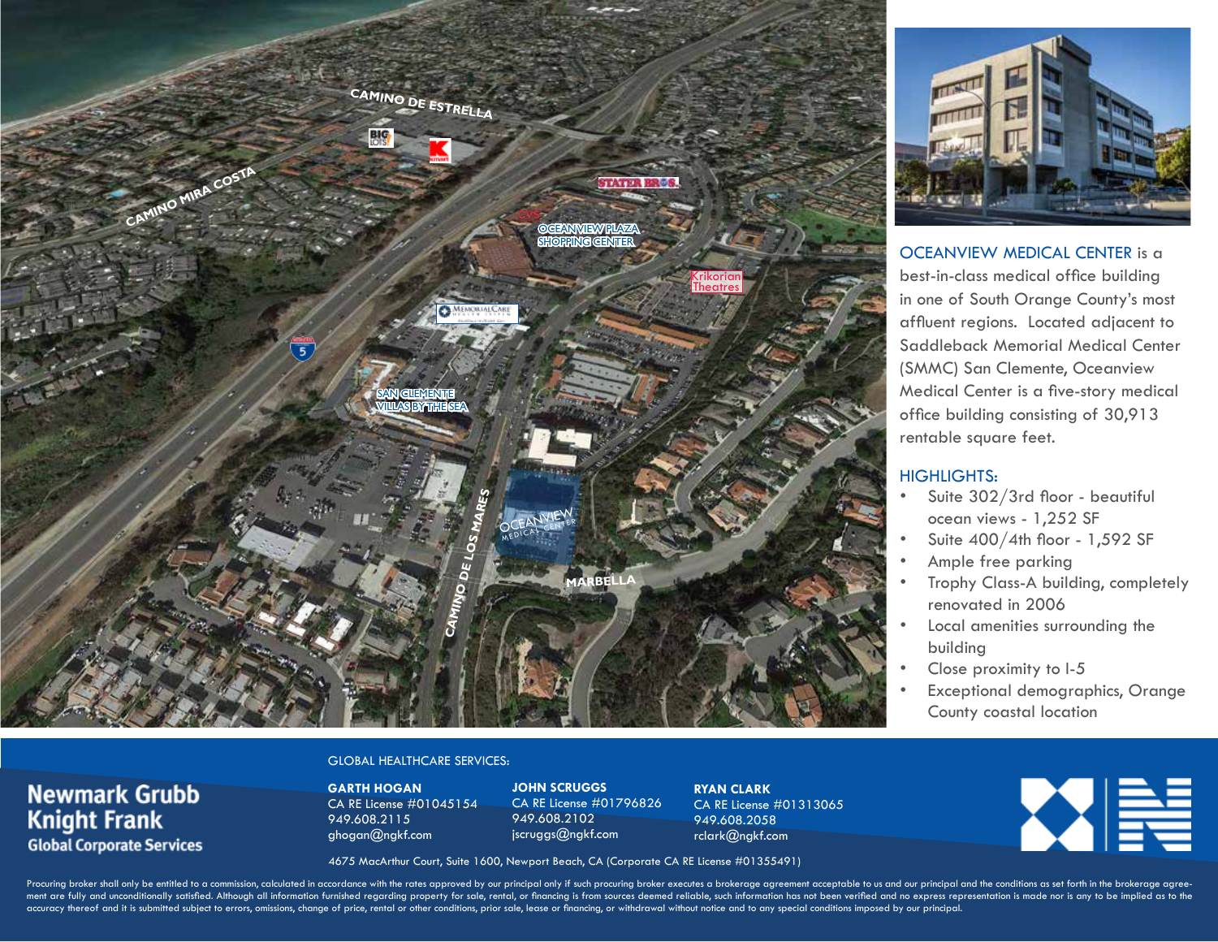**OCEANVIEW MEDICAL CENTER** is a best-in-class medical office building in one of South Orange County's most affluent regions. Located adjacent to Saddleback Memorial Medical Center (SMMC) San Clemente, Oceanview Medical Center is a five-story medical office building consisting of 30,913 rentable square feet.

## HIGHLIGHTS:

- Suite 302/3rd floor - beautiful ocean views - 1,252 SF
- Suite 400/4th floor - 1,592 SF
- Ample free parking
- Trophy Class-A building, completely renovated in 2006
- Local amenities surrounding the building
- Close proximity to I-5
- Exceptional demographics, Orange County coastal location

**Newmark Grubb Knight Frank**
**Global Corporate Services**

GLOBAL HEALTHCARE SERVICES:

**GARTH HOGAN**
CA RE License #01045154
949.608.2115
ghogan@ngkf.com

**JOHN SCRUGGS**
CA RE License #01796826
949.608.2102
jscruggs@ngkf.com

**RYAN CLARK**
CA RE License #01313065
949.608.2058
rclark@ngkf.com

4675 MacArthur Court, Suite 1600, Newport Beach, CA (Corporate CA RE License #01355491)

Procuring broker shall only be entitled to a commission, calculated in accordance with the rates approved by our principal only if such procuring broker executes a brokerage agreement acceptable to us and our principal and the conditions as set forth in the brokerage agreement are fully and unconditionally satisfied. Although all information furnished regarding property for sale, rental, or financing is from sources deemed reliable, such information has not been verified and no express representation is made nor is any to be implied as to the accuracy thereof and it is submitted subject to errors, omissions, change of price, rental or other conditions, prior sale, lease or financing, or withdrawal without notice and to any special conditions imposed by our principal.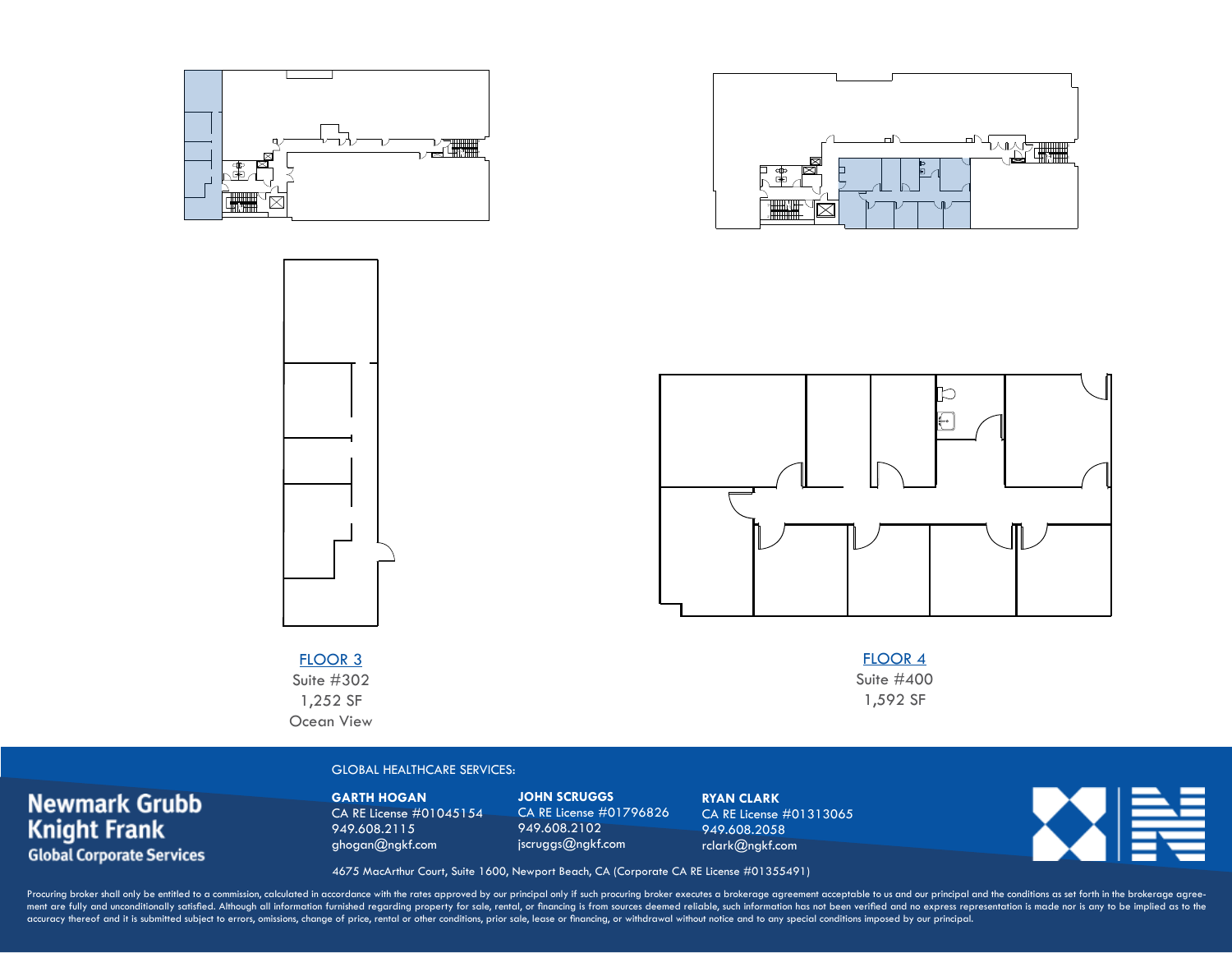FLOOR 3

Suite #302
1,252 SF
Ocean View

FLOOR 4

Suite #400
1,592 SF

GLOBAL HEALTHCARE SERVICES:

**GARTH HOGAN**
CA RE License #01045154
949.608.2115
ghogan@ngkf.com

**JOHN SCRUGGS**
CA RE License #01796826
949.608.2102
jscruggs@ngkf.com

**RYAN CLARK**
CA RE License #01313065
949.608.2058
rclark@ngkf.com

**Newmark Grubb Knight Frank**
**Global Corporate Services**

4675 MacArthur Court, Suite 1600, Newport Beach, CA (Corporate CA RE License #01355491)

Procuring broker shall only be entitled to a commission, calculated in accordance with the rates approved by our principal only if such procuring broker executes a brokerage agreement acceptable to us and our principal and the conditions as set forth in the brokerage agreement are fully and unconditionally satisfied. Although all information furnished regarding property for sale, rental, or financing is from sources deemed reliable, such information has not been verified and no express representation is made nor is any to be implied as to the accuracy thereof and it is submitted subject to errors, omissions, change of price, rental or other conditions, prior sale, lease or financing, or withdrawal without notice and to any special conditions imposed by our principal.